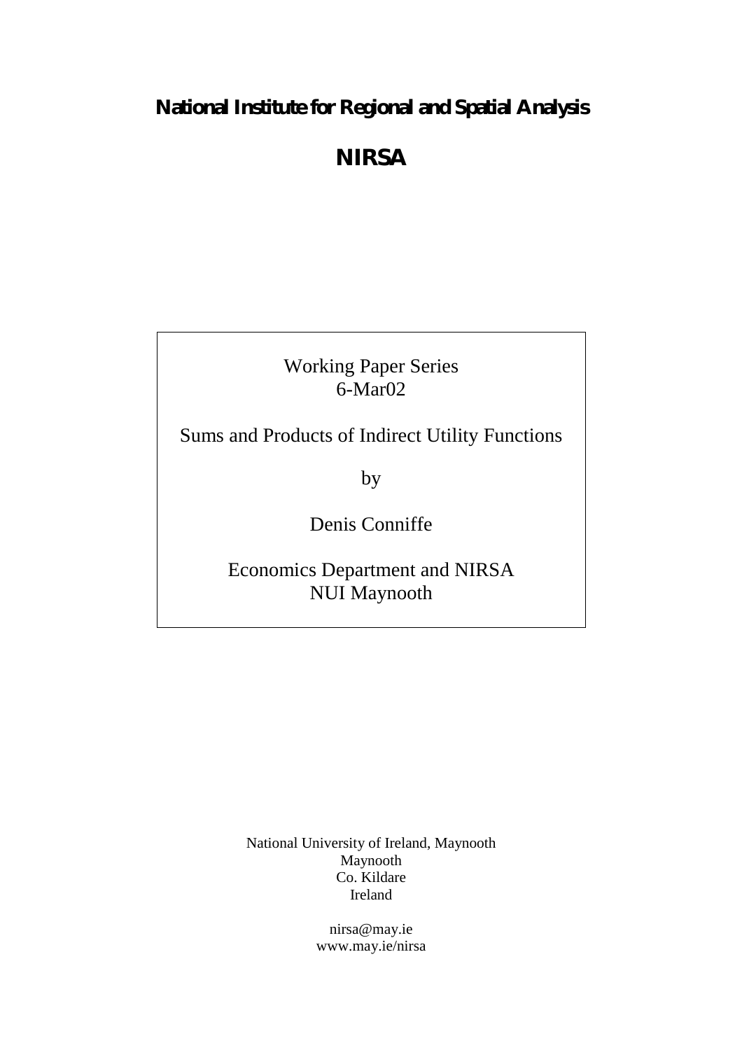# National Institute for Regional and Spatial Analysis

# NIRSA

Working Paper Series
6-Mar02

Sums and Products of Indirect Utility Functions

by

Denis Conniffe

Economics Department and NIRSA
NUI Maynooth

National University of Ireland, Maynooth
Maynooth
Co. Kildare
Ireland

nirsa@may.ie
www.may.ie/nirsa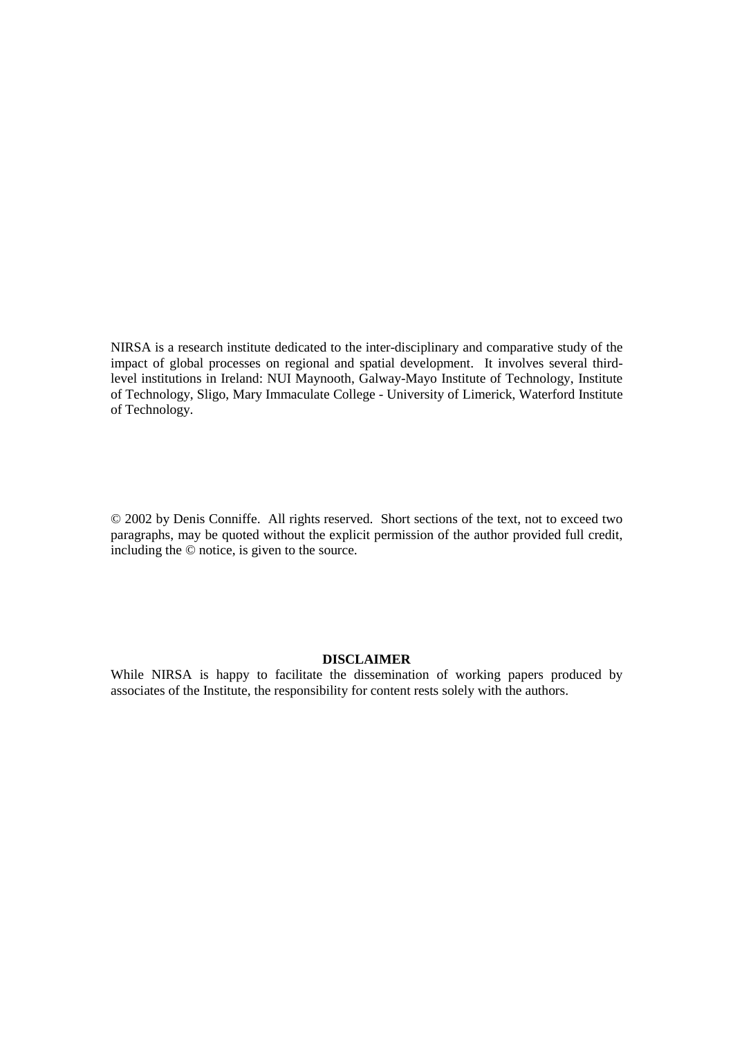NIRSA is a research institute dedicated to the inter-disciplinary and comparative study of the impact of global processes on regional and spatial development. It involves several third-level institutions in Ireland: NUI Maynooth, Galway-Mayo Institute of Technology, Institute of Technology, Sligo, Mary Immaculate College - University of Limerick, Waterford Institute of Technology.

© 2002 by Denis Conniffe. All rights reserved. Short sections of the text, not to exceed two paragraphs, may be quoted without the explicit permission of the author provided full credit, including the © notice, is given to the source.

**DISCLAIMER**

While NIRSA is happy to facilitate the dissemination of working papers produced by associates of the Institute, the responsibility for content rests solely with the authors.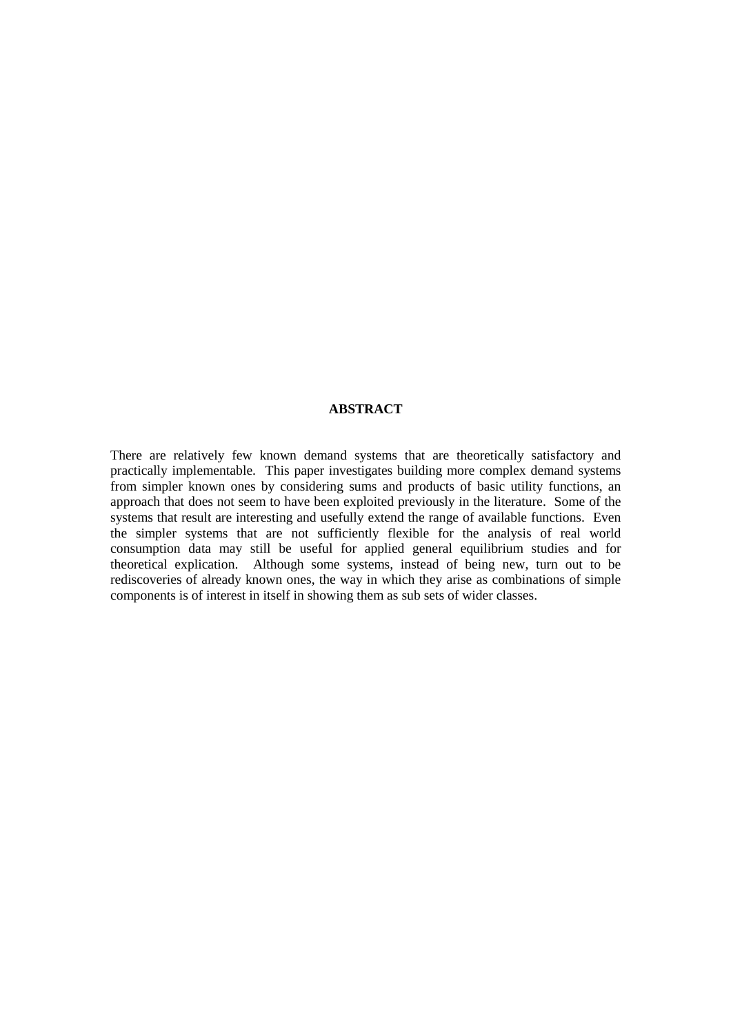## ABSTRACT

There are relatively few known demand systems that are theoretically satisfactory and practically implementable. This paper investigates building more complex demand systems from simpler known ones by considering sums and products of basic utility functions, an approach that does not seem to have been exploited previously in the literature. Some of the systems that result are interesting and usefully extend the range of available functions. Even the simpler systems that are not sufficiently flexible for the analysis of real world consumption data may still be useful for applied general equilibrium studies and for theoretical explication. Although some systems, instead of being new, turn out to be rediscoveries of already known ones, the way in which they arise as combinations of simple components is of interest in itself in showing them as sub sets of wider classes.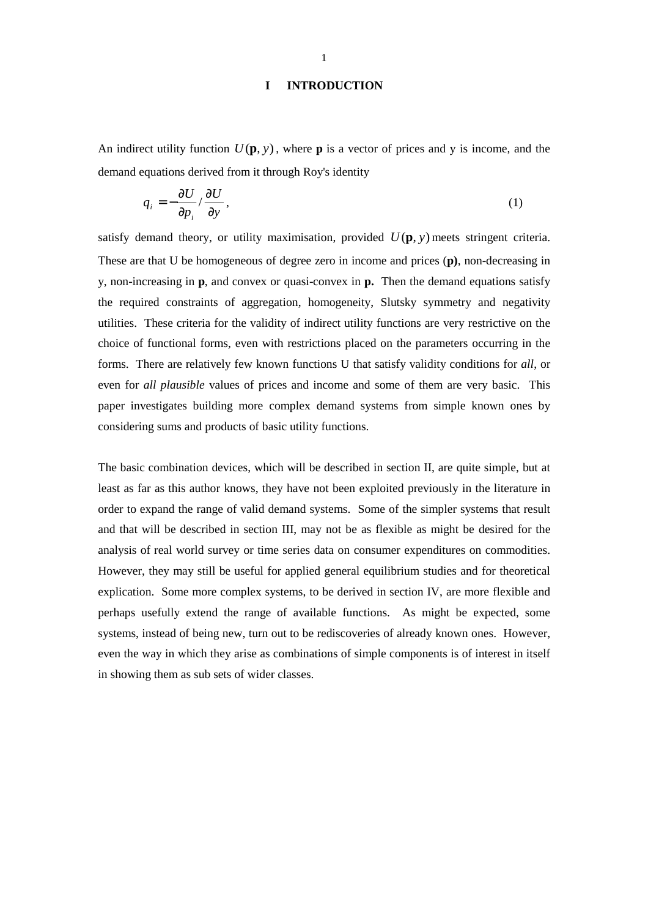# I INTRODUCTION

An indirect utility function $U(\mathbf{p}, y)$, where **p** is a vector of prices and y is income, and the demand equations derived from it through Roy's identity

$$q_i = -\frac{\partial U}{\partial p_i} / \frac{\partial U}{\partial y}, \tag{1}$$

satisfy demand theory, or utility maximisation, provided $U(\mathbf{p}, y)$ meets stringent criteria. These are that U be homogeneous of degree zero in income and prices (**p)**, non-decreasing in y, non-increasing in **p**, and convex or quasi-convex in **p.** Then the demand equations satisfy the required constraints of aggregation, homogeneity, Slutsky symmetry and negativity utilities. These criteria for the validity of indirect utility functions are very restrictive on the choice of functional forms, even with restrictions placed on the parameters occurring in the forms. There are relatively few known functions U that satisfy validity conditions for *all*, or even for *all plausible* values of prices and income and some of them are very basic. This paper investigates building more complex demand systems from simple known ones by considering sums and products of basic utility functions.

The basic combination devices, which will be described in section II, are quite simple, but at least as far as this author knows, they have not been exploited previously in the literature in order to expand the range of valid demand systems. Some of the simpler systems that result and that will be described in section III, may not be as flexible as might be desired for the analysis of real world survey or time series data on consumer expenditures on commodities. However, they may still be useful for applied general equilibrium studies and for theoretical explication. Some more complex systems, to be derived in section IV, are more flexible and perhaps usefully extend the range of available functions. As might be expected, some systems, instead of being new, turn out to be rediscoveries of already known ones. However, even the way in which they arise as combinations of simple components is of interest in itself in showing them as sub sets of wider classes.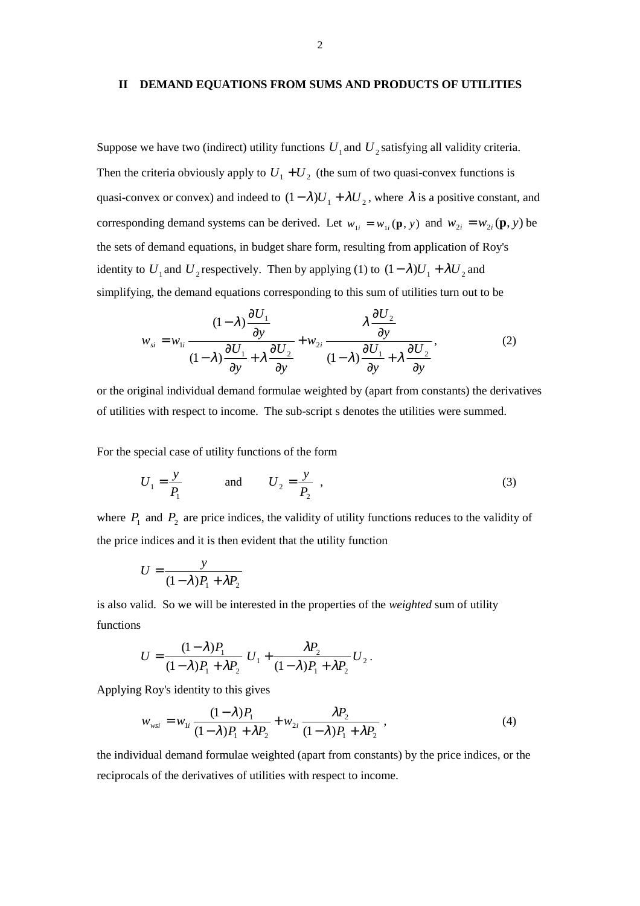## II DEMAND EQUATIONS FROM SUMS AND PRODUCTS OF UTILITIES

Suppose we have two (indirect) utility functions $U_1$ and $U_2$ satisfying all validity criteria. Then the criteria obviously apply to $U_1 + U_2$ (the sum of two quasi-convex functions is quasi-convex or convex) and indeed to $(1-\lambda)U_1 + \lambda U_2$, where $\lambda$ is a positive constant, and corresponding demand systems can be derived. Let $w_{1i} = w_{1i}(\mathbf{p}, y)$ and $w_{2i} = w_{2i}(\mathbf{p}, y)$ be the sets of demand equations, in budget share form, resulting from application of Roy's identity to $U_1$ and $U_2$ respectively. Then by applying (1) to $(1-\lambda)U_1 + \lambda U_2$ and simplifying, the demand equations corresponding to this sum of utilities turn out to be

$$w_{si} = w_{1i} \frac{(1-\lambda)\dfrac{\partial U_1}{\partial y}}{(1-\lambda)\dfrac{\partial U_1}{\partial y} + \lambda \dfrac{\partial U_2}{\partial y}} + w_{2i} \frac{\lambda \dfrac{\partial U_2}{\partial y}}{(1-\lambda)\dfrac{\partial U_1}{\partial y} + \lambda \dfrac{\partial U_2}{\partial y}}, \tag{2}$$

or the original individual demand formulae weighted by (apart from constants) the derivatives of utilities with respect to income. The sub-script s denotes the utilities were summed.

For the special case of utility functions of the form

$$U_1 = \frac{y}{P_1} \qquad \text{and} \qquad U_2 = \frac{y}{P_2} \;, \tag{3}$$

where $P_1$ and $P_2$ are price indices, the validity of utility functions reduces to the validity of the price indices and it is then evident that the utility function

$$U = \frac{y}{(1-\lambda)P_1 + \lambda P_2}$$

is also valid. So we will be interested in the properties of the *weighted* sum of utility functions

$$U = \frac{(1-\lambda)P_1}{(1-\lambda)P_1 + \lambda P_2} U_1 + \frac{\lambda P_2}{(1-\lambda)P_1 + \lambda P_2} U_2 .$$

Applying Roy's identity to this gives

$$w_{wsi} = w_{1i} \frac{(1-\lambda)P_1}{(1-\lambda)P_1 + \lambda P_2} + w_{2i} \frac{\lambda P_2}{(1-\lambda)P_1 + \lambda P_2} \;, \tag{4}$$

the individual demand formulae weighted (apart from constants) by the price indices, or the reciprocals of the derivatives of utilities with respect to income.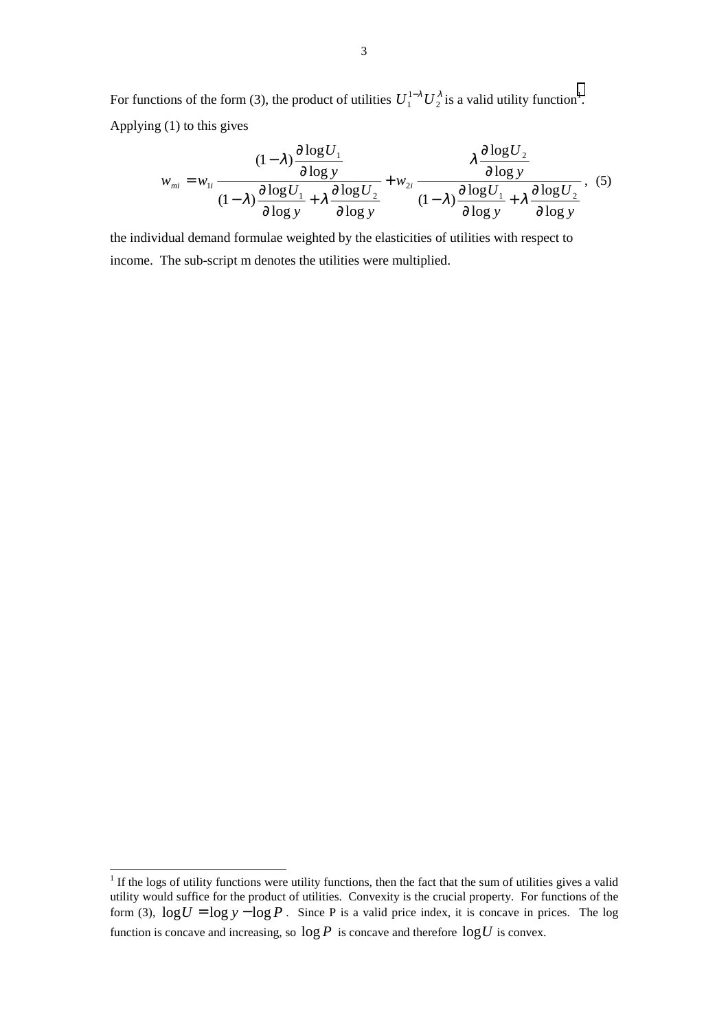For functions of the form (3), the product of utilities $U_1^{1-\lambda} U_2^{\lambda}$ is a valid utility function[1]. Applying (1) to this gives

$$w_{mi} = w_{1i} \frac{(1-\lambda)\dfrac{\partial \log U_1}{\partial \log y}}{(1-\lambda)\dfrac{\partial \log U_1}{\partial \log y} + \lambda \dfrac{\partial \log U_2}{\partial \log y}} + w_{2i} \frac{\lambda \dfrac{\partial \log U_2}{\partial \log y}}{(1-\lambda)\dfrac{\partial \log U_1}{\partial \log y} + \lambda \dfrac{\partial \log U_2}{\partial \log y}}, \quad (5)$$

the individual demand formulae weighted by the elasticities of utilities with respect to income. The sub-script m denotes the utilities were multiplied.

---

[1] If the logs of utility functions were utility functions, then the fact that the sum of utilities gives a valid utility would suffice for the product of utilities. Convexity is the crucial property. For functions of the form (3), $\log U = \log y - \log P$. Since P is a valid price index, it is concave in prices. The log function is concave and increasing, so $\log P$ is concave and therefore $\log U$ is convex.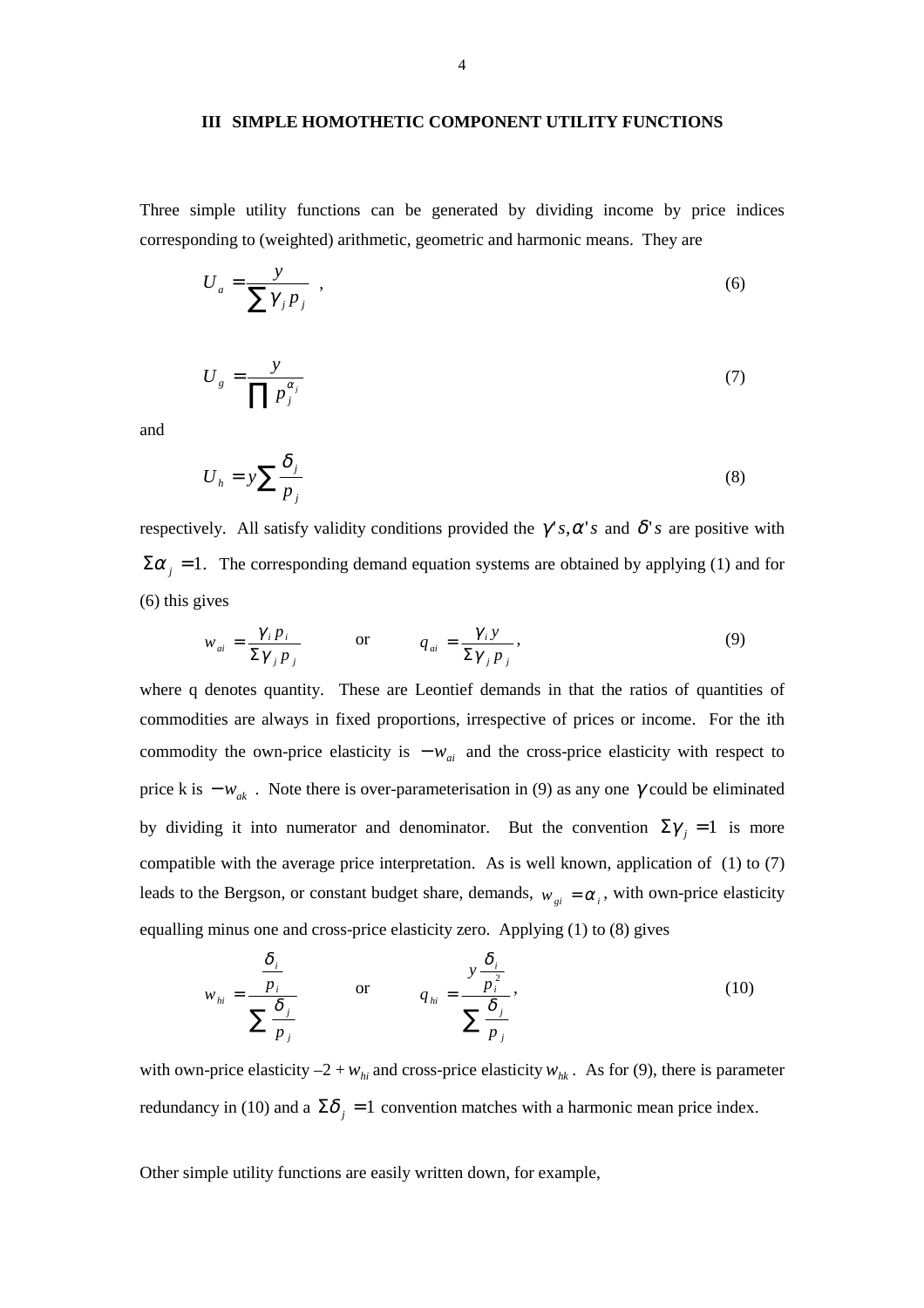## III SIMPLE HOMOTHETIC COMPONENT UTILITY FUNCTIONS

Three simple utility functions can be generated by dividing income by price indices corresponding to (weighted) arithmetic, geometric and harmonic means. They are

$$U_a = \frac{y}{\sum \gamma_j p_j} \quad , \tag{6}$$

$$U_g = \frac{y}{\prod p_j^{\alpha_j}} \tag{7}$$

and

$$U_h = y \sum \frac{\delta_j}{p_j} \tag{8}$$

respectively. All satisfy validity conditions provided the $\gamma's, \alpha's$ and $\delta's$ are positive with $\Sigma \alpha_j = 1$. The corresponding demand equation systems are obtained by applying (1) and for (6) this gives

$$w_{ai} = \frac{\gamma_i p_i}{\Sigma \gamma_j p_j} \qquad \text{or} \qquad q_{ai} = \frac{\gamma_i y}{\Sigma \gamma_j p_j}, \tag{9}$$

where q denotes quantity. These are Leontief demands in that the ratios of quantities of commodities are always in fixed proportions, irrespective of prices or income. For the ith commodity the own-price elasticity is $-w_{ai}$ and the cross-price elasticity with respect to price k is $-w_{ak}$. Note there is over-parameterisation in (9) as any one $\gamma$ could be eliminated by dividing it into numerator and denominator. But the convention $\Sigma \gamma_j = 1$ is more compatible with the average price interpretation. As is well known, application of (1) to (7) leads to the Bergson, or constant budget share, demands, $w_{gi} = \alpha_i$, with own-price elasticity equalling minus one and cross-price elasticity zero. Applying (1) to (8) gives

$$w_{hi} = \frac{\dfrac{\delta_i}{p_i}}{\sum \dfrac{\delta_j}{p_j}} \qquad \text{or} \qquad q_{hi} = \frac{y\dfrac{\delta_i}{p_i^2}}{\sum \dfrac{\delta_j}{p_j}}, \tag{10}$$

with own-price elasticity $-2 + w_{hi}$ and cross-price elasticity $w_{hk}$. As for (9), there is parameter redundancy in (10) and a $\Sigma \delta_j = 1$ convention matches with a harmonic mean price index.

Other simple utility functions are easily written down, for example,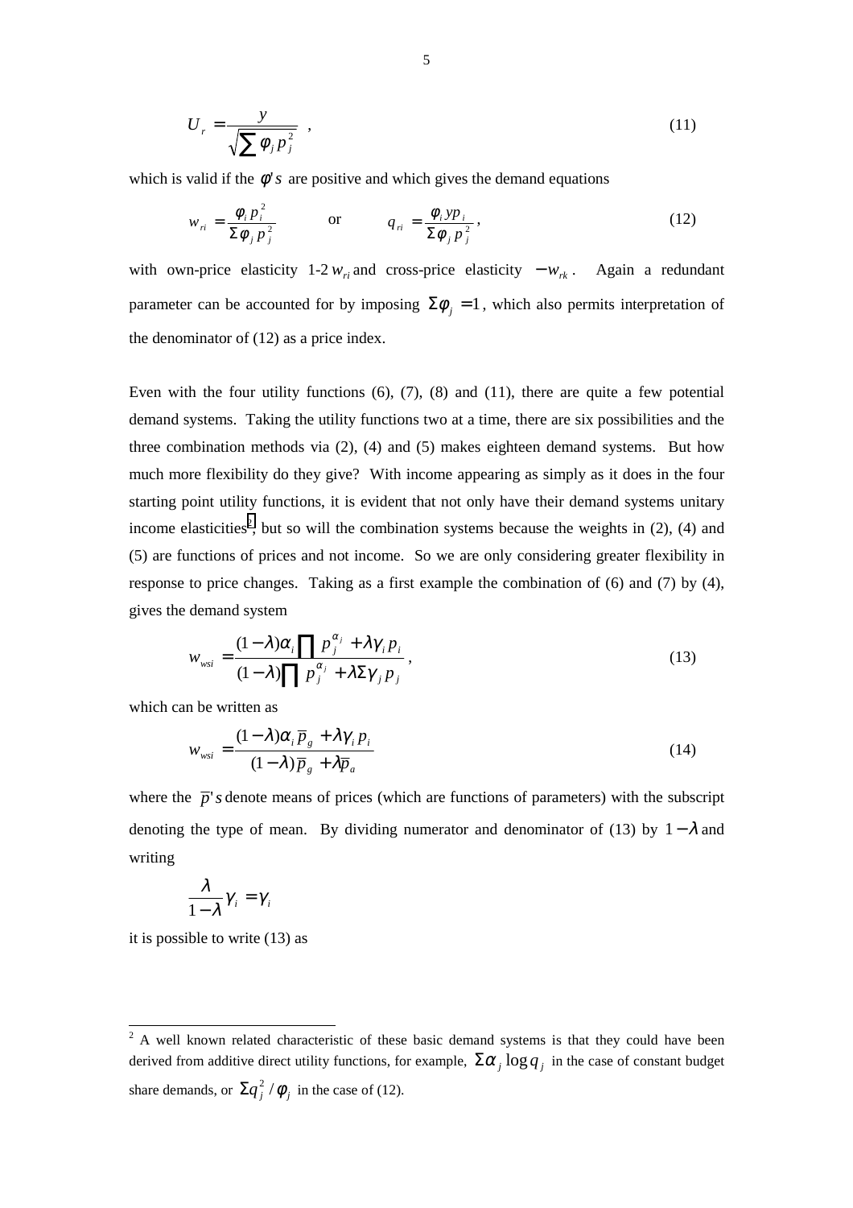$$U_r = \frac{y}{\sqrt{\sum \phi_j p_j^2}} \quad , \tag{11}$$

which is valid if the $\phi' s$ are positive and which gives the demand equations

$$w_{ri} = \frac{\phi_i p_i^2}{\Sigma \phi_j p_j^2} \qquad \text{or} \qquad q_{ri} = \frac{\phi_i y p_i}{\Sigma \phi_j p_j^2}, \tag{12}$$

with own-price elasticity 1-2 $w_{ri}$ and cross-price elasticity $-w_{rk}$. Again a redundant parameter can be accounted for by imposing $\Sigma \phi_j = 1$, which also permits interpretation of the denominator of (12) as a price index.

Even with the four utility functions (6), (7), (8) and (11), there are quite a few potential demand systems. Taking the utility functions two at a time, there are six possibilities and the three combination methods via (2), (4) and (5) makes eighteen demand systems. But how much more flexibility do they give? With income appearing as simply as it does in the four starting point utility functions, it is evident that not only have their demand systems unitary income elasticities[2], but so will the combination systems because the weights in (2), (4) and (5) are functions of prices and not income. So we are only considering greater flexibility in response to price changes. Taking as a first example the combination of (6) and (7) by (4), gives the demand system

$$w_{wsi} = \frac{(1-\lambda)\alpha_i \prod p_j^{\alpha_j} + \lambda \gamma_i p_i}{(1-\lambda)\prod p_j^{\alpha_j} + \lambda \Sigma \gamma_j p_j}, \tag{13}$$

which can be written as

$$w_{wsi} = \frac{(1-\lambda)\alpha_i \overline{p}_g + \lambda \gamma_i p_i}{(1-\lambda)\overline{p}_g + \lambda \overline{p}_a} \tag{14}$$

where the $\overline{p}' s$ denote means of prices (which are functions of parameters) with the subscript denoting the type of mean. By dividing numerator and denominator of (13) by $1-\lambda$ and writing

$$\frac{\lambda}{1-\lambda}\gamma_i = \gamma_i$$

it is possible to write (13) as

---

[2] A well known related characteristic of these basic demand systems is that they could have been derived from additive direct utility functions, for example, $\Sigma \alpha_j \log q_j$ in the case of constant budget share demands, or $\Sigma q_j^2 / \phi_j$ in the case of (12).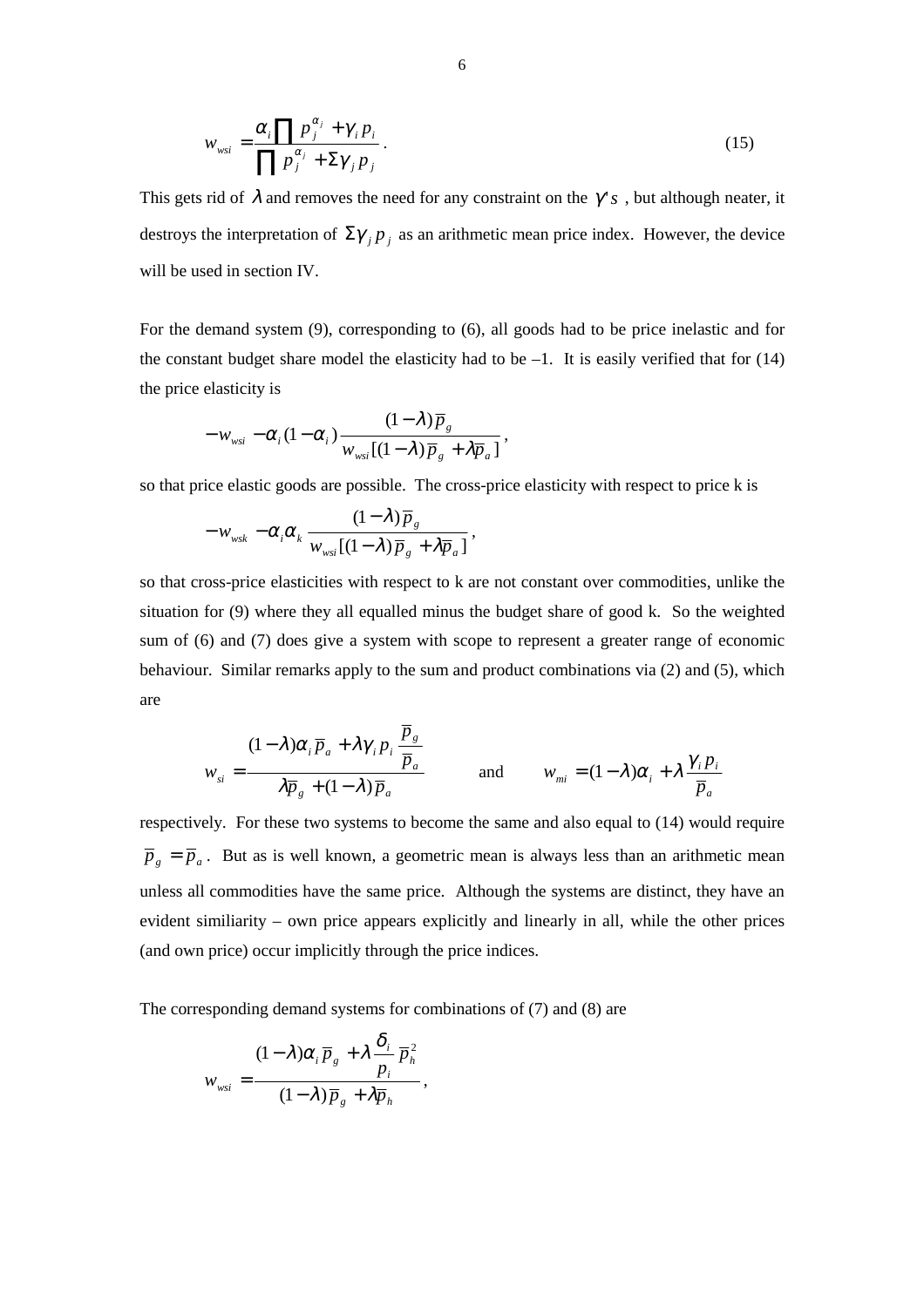$$w_{wsi} = \frac{\alpha_i \prod p_j^{\alpha_j} + \gamma_i p_i}{\prod p_j^{\alpha_j} + \Sigma \gamma_j p_j}. \tag{15}$$

This gets rid of $\lambda$ and removes the need for any constraint on the $\gamma' s$, but although neater, it destroys the interpretation of $\Sigma \gamma_j p_j$ as an arithmetic mean price index. However, the device will be used in section IV.

For the demand system (9), corresponding to (6), all goods had to be price inelastic and for the constant budget share model the elasticity had to be –1. It is easily verified that for (14) the price elasticity is

$$-w_{wsi} - \alpha_i (1-\alpha_i) \frac{(1-\lambda)\overline{p}_g}{w_{wsi}[(1-\lambda)\overline{p}_g + \lambda \overline{p}_a]},$$

so that price elastic goods are possible. The cross-price elasticity with respect to price k is

$$-w_{wsk} - \alpha_i \alpha_k \frac{(1-\lambda)\overline{p}_g}{w_{wsi}[(1-\lambda)\overline{p}_g + \lambda \overline{p}_a]},$$

so that cross-price elasticities with respect to k are not constant over commodities, unlike the situation for (9) where they all equalled minus the budget share of good k. So the weighted sum of (6) and (7) does give a system with scope to represent a greater range of economic behaviour. Similar remarks apply to the sum and product combinations via (2) and (5), which are

$$w_{si} = \frac{(1-\lambda)\alpha_i \overline{p}_a + \lambda \gamma_i p_i \dfrac{\overline{p}_g}{\overline{p}_a}}{\lambda \overline{p}_g + (1-\lambda)\overline{p}_a} \qquad \text{and} \qquad w_{mi} = (1-\lambda)\alpha_i + \lambda \frac{\gamma_i p_i}{\overline{p}_a}$$

respectively. For these two systems to become the same and also equal to (14) would require $\overline{p}_g = \overline{p}_a$. But as is well known, a geometric mean is always less than an arithmetic mean unless all commodities have the same price. Although the systems are distinct, they have an evident similiarity – own price appears explicitly and linearly in all, while the other prices (and own price) occur implicitly through the price indices.

The corresponding demand systems for combinations of (7) and (8) are

$$w_{wsi} = \frac{(1-\lambda)\alpha_i \overline{p}_g + \lambda \dfrac{\delta_i}{p_i} \overline{p}_h^2}{(1-\lambda)\overline{p}_g + \lambda \overline{p}_h},$$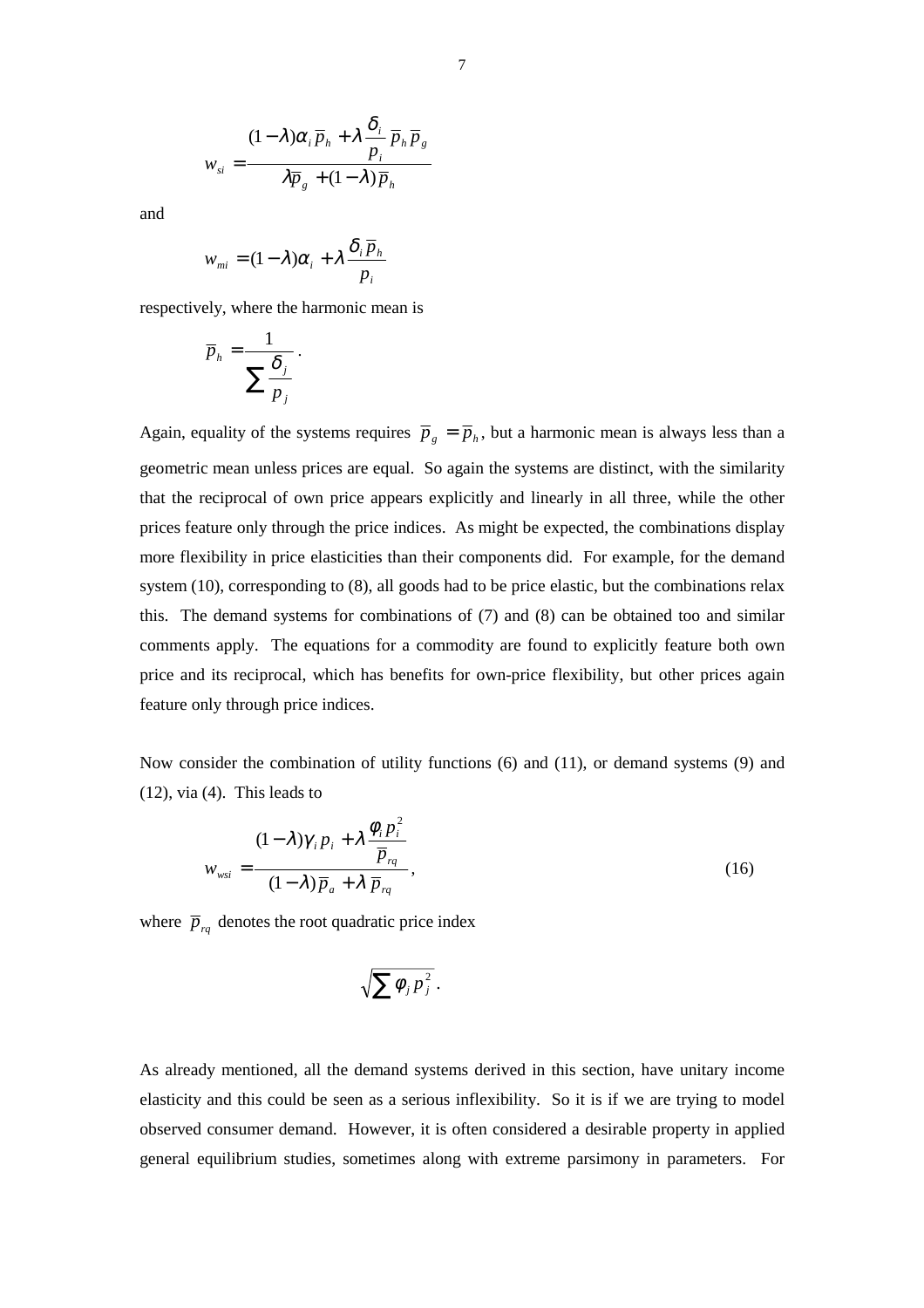$$w_{si} = \frac{(1-\lambda)\alpha_i \overline{p}_h + \lambda \frac{\delta_i}{p_i} \overline{p}_h \overline{p}_g}{\lambda \overline{p}_g + (1-\lambda)\overline{p}_h}$$

and

$$w_{mi} = (1-\lambda)\alpha_i + \lambda \frac{\delta_i \overline{p}_h}{p_i}$$

respectively, where the harmonic mean is

$$\overline{p}_h = \frac{1}{\sum \frac{\delta_j}{p_j}}.$$

Again, equality of the systems requires $\overline{p}_g = \overline{p}_h$, but a harmonic mean is always less than a geometric mean unless prices are equal. So again the systems are distinct, with the similarity that the reciprocal of own price appears explicitly and linearly in all three, while the other prices feature only through the price indices. As might be expected, the combinations display more flexibility in price elasticities than their components did. For example, for the demand system (10), corresponding to (8), all goods had to be price elastic, but the combinations relax this. The demand systems for combinations of (7) and (8) can be obtained too and similar comments apply. The equations for a commodity are found to explicitly feature both own price and its reciprocal, which has benefits for own-price flexibility, but other prices again feature only through price indices.

Now consider the combination of utility functions (6) and (11), or demand systems (9) and (12), via (4). This leads to

$$w_{wsi} = \frac{(1-\lambda)\gamma_i p_i + \lambda \frac{\phi_i p_i^2}{\overline{p}_{rq}}}{(1-\lambda)\overline{p}_a + \lambda\, \overline{p}_{rq}}, \tag{16}$$

where $\overline{p}_{rq}$ denotes the root quadratic price index

$$\sqrt{\sum \phi_j p_j^2}.$$

As already mentioned, all the demand systems derived in this section, have unitary income elasticity and this could be seen as a serious inflexibility. So it is if we are trying to model observed consumer demand. However, it is often considered a desirable property in applied general equilibrium studies, sometimes along with extreme parsimony in parameters. For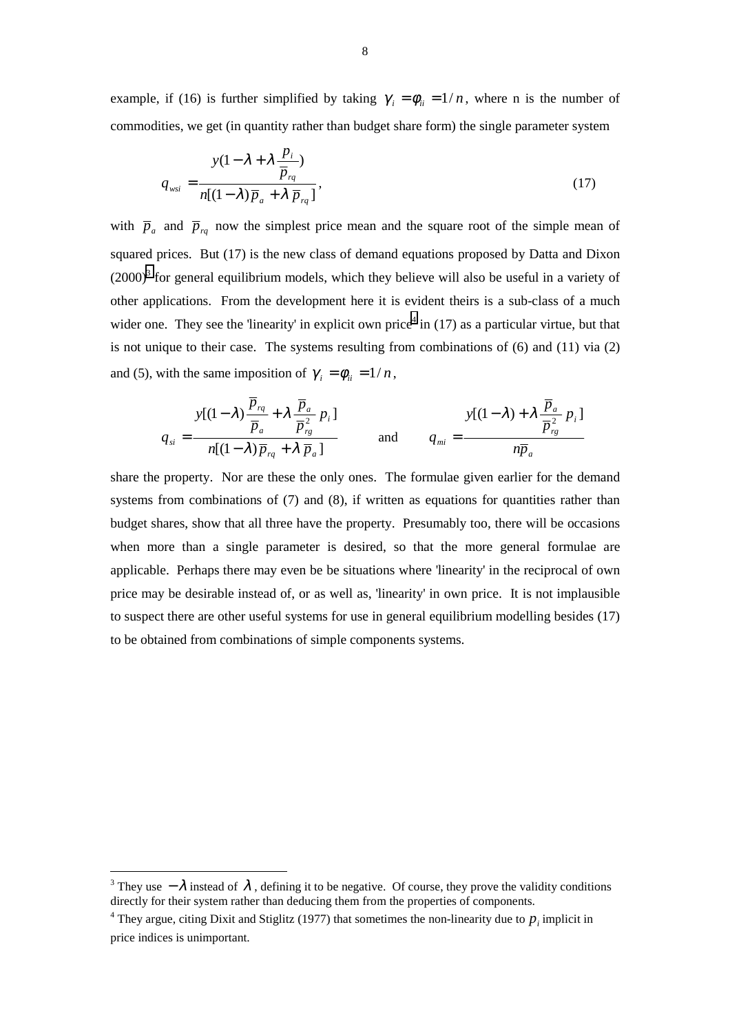example, if (16) is further simplified by taking $\gamma_i = \phi_{ii} = 1/n$, where n is the number of commodities, we get (in quantity rather than budget share form) the single parameter system

$$q_{wsi} = \frac{y(1-\lambda+\lambda\frac{p_i}{\overline{p}_{rq}})}{n[(1-\lambda)\overline{p}_a+\lambda\,\overline{p}_{rq}]}, \tag{17}$$

with $\overline{p}_a$ and $\overline{p}_{rq}$ now the simplest price mean and the square root of the simple mean of squared prices. But (17) is the new class of demand equations proposed by Datta and Dixon (2000)[3] for general equilibrium models, which they believe will also be useful in a variety of other applications. From the development here it is evident theirs is a sub-class of a much wider one. They see the 'linearity' in explicit own price[4] in (17) as a particular virtue, but that is not unique to their case. The systems resulting from combinations of (6) and (11) via (2) and (5), with the same imposition of $\gamma_i = \phi_{ii} = 1/n$,

$$q_{si} = \frac{y[(1-\lambda)\frac{\overline{p}_{rq}}{\overline{p}_a}+\lambda\frac{\overline{p}_a}{\overline{p}_{rg}^2}\,p_i]}{n[(1-\lambda)\overline{p}_{rq}+\lambda\,\overline{p}_a]} \qquad \text{and} \qquad q_{mi} = \frac{y[(1-\lambda)+\lambda\frac{\overline{p}_a}{\overline{p}_{rg}^2}\,p_i]}{n\overline{p}_a}$$

share the property. Nor are these the only ones. The formulae given earlier for the demand systems from combinations of (7) and (8), if written as equations for quantities rather than budget shares, show that all three have the property. Presumably too, there will be occasions when more than a single parameter is desired, so that the more general formulae are applicable. Perhaps there may even be be situations where 'linearity' in the reciprocal of own price may be desirable instead of, or as well as, 'linearity' in own price. It is not implausible to suspect there are other useful systems for use in general equilibrium modelling besides (17) to be obtained from combinations of simple components systems.

---

[3] They use $-\lambda$ instead of $\lambda$, defining it to be negative. Of course, they prove the validity conditions directly for their system rather than deducing them from the properties of components.

[4] They argue, citing Dixit and Stiglitz (1977) that sometimes the non-linearity due to $p_i$ implicit in price indices is unimportant.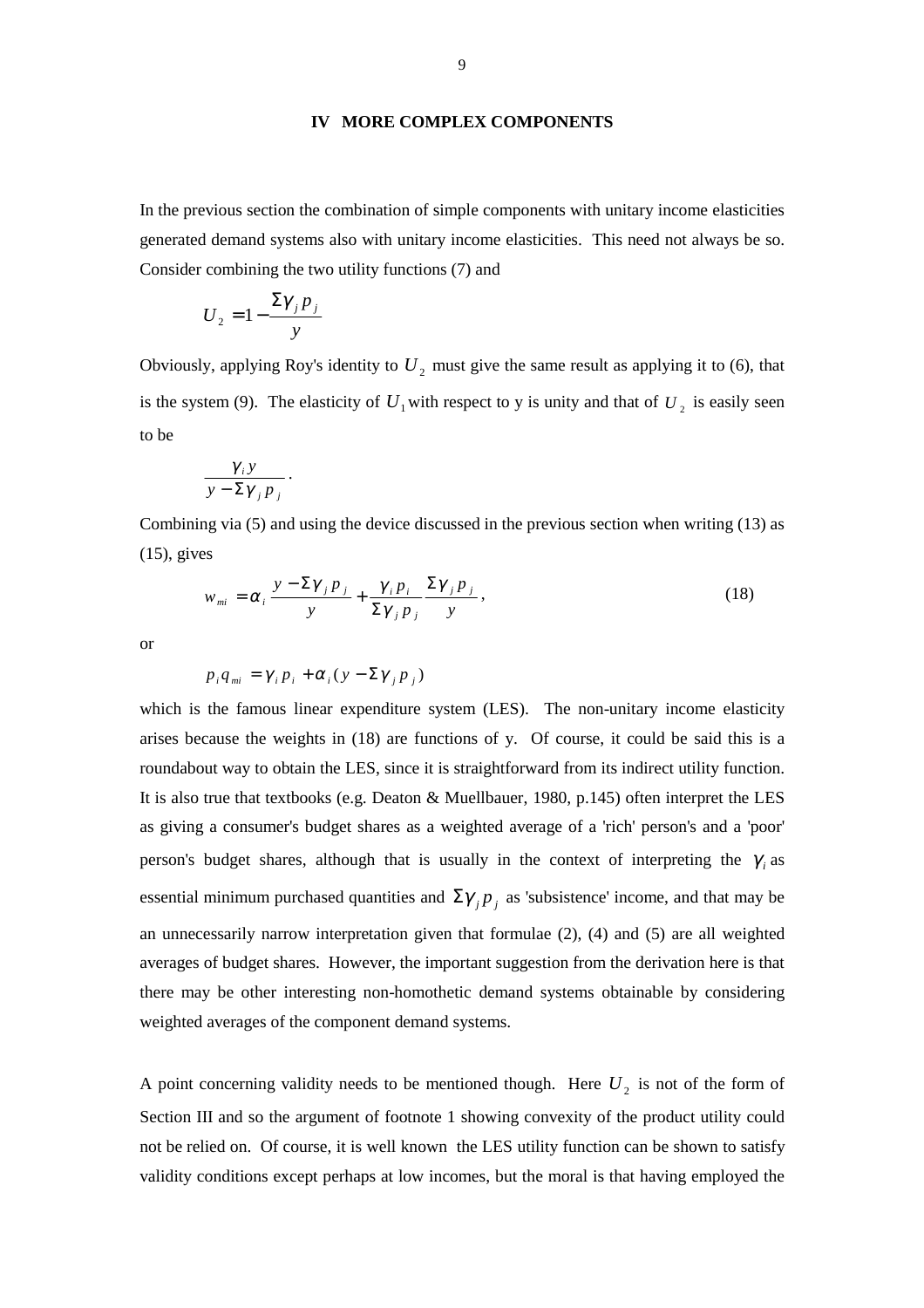## IV MORE COMPLEX COMPONENTS

In the previous section the combination of simple components with unitary income elasticities generated demand systems also with unitary income elasticities. This need not always be so. Consider combining the two utility functions (7) and

$$U_2 = 1 - \frac{\Sigma \gamma_j p_j}{y}$$

Obviously, applying Roy's identity to $U_2$ must give the same result as applying it to (6), that is the system (9). The elasticity of $U_1$ with respect to y is unity and that of $U_2$ is easily seen to be

$$\frac{\gamma_i y}{y - \Sigma \gamma_j p_j}.$$

Combining via (5) and using the device discussed in the previous section when writing (13) as (15), gives

$$w_{mi} = \alpha_i \frac{y - \Sigma \gamma_j p_j}{y} + \frac{\gamma_i p_i}{\Sigma \gamma_j p_j} \frac{\Sigma \gamma_j p_j}{y}, \qquad (18)$$

or

$$p_i q_{mi} = \gamma_i p_i + \alpha_i (y - \Sigma \gamma_j p_j)$$

which is the famous linear expenditure system (LES). The non-unitary income elasticity arises because the weights in (18) are functions of y. Of course, it could be said this is a roundabout way to obtain the LES, since it is straightforward from its indirect utility function. It is also true that textbooks (e.g. Deaton & Muellbauer, 1980, p.145) often interpret the LES as giving a consumer's budget shares as a weighted average of a 'rich' person's and a 'poor' person's budget shares, although that is usually in the context of interpreting the $\gamma_i$ as essential minimum purchased quantities and $\Sigma \gamma_j p_j$ as 'subsistence' income, and that may be an unnecessarily narrow interpretation given that formulae (2), (4) and (5) are all weighted averages of budget shares. However, the important suggestion from the derivation here is that there may be other interesting non-homothetic demand systems obtainable by considering weighted averages of the component demand systems.

A point concerning validity needs to be mentioned though. Here $U_2$ is not of the form of Section III and so the argument of footnote 1 showing convexity of the product utility could not be relied on. Of course, it is well known the LES utility function can be shown to satisfy validity conditions except perhaps at low incomes, but the moral is that having employed the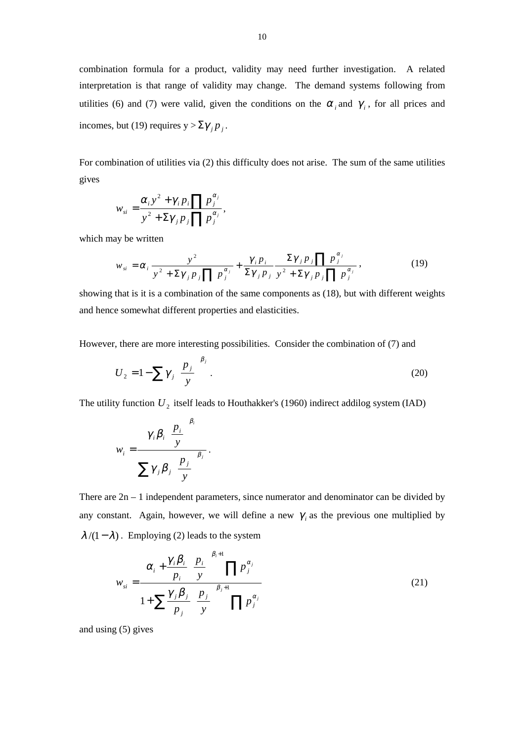combination formula for a product, validity may need further investigation. A related interpretation is that range of validity may change. The demand systems following from utilities (6) and (7) were valid, given the conditions on the $\alpha_i$ and $\gamma_i$, for all prices and incomes, but (19) requires $y > \Sigma\gamma_j p_j$.

For combination of utilities via (2) this difficulty does not arise. The sum of the same utilities gives

$$w_{si} = \frac{\alpha_i y^2 + \gamma_i p_i \prod p_j^{\alpha_j}}{y^2 + \Sigma\gamma_j p_j \prod p_j^{\alpha_j}},$$

which may be written

$$w_{si} = \alpha_i \frac{y^2}{y^2 + \Sigma\gamma_j p_j \prod p_j^{\alpha_j}} + \frac{\gamma_i p_i}{\Sigma\gamma_j p_j} \frac{\Sigma\gamma_j p_j \prod p_j^{\alpha_j}}{y^2 + \Sigma\gamma_j p_j \prod p_j^{\alpha_j}}, \tag{19}$$

showing that is it is a combination of the same components as (18), but with different weights and hence somewhat different properties and elasticities.

However, there are more interesting possibilities. Consider the combination of (7) and

$$U_2 = 1 - \sum \gamma_j \left(\frac{p_j}{y}\right)^{\beta_j}. \tag{20}$$

The utility function $U_2$ itself leads to Houthakker's (1960) indirect addilog system (IAD)

$$w_i = \frac{\gamma_i \beta_i \left(\frac{p_i}{y}\right)^{\beta_i}}{\sum \gamma_j \beta_j \left(\frac{p_j}{y}\right)^{\beta_j}}.$$

There are $2n - 1$ independent parameters, since numerator and denominator can be divided by any constant. Again, however, we will define a new $\gamma_i$ as the previous one multiplied by $\lambda/(1-\lambda)$. Employing (2) leads to the system

$$w_{si} = \frac{\alpha_i + \frac{\gamma_i \beta_i}{p_i}\left(\frac{p_i}{y}\right)^{\beta_i + 1} \prod p_j^{\alpha_j}}{1 + \sum \frac{\gamma_j \beta_j}{p_j}\left(\frac{p_j}{y}\right)^{\beta_j + 1} \prod p_j^{\alpha_j}} \tag{21}$$

and using (5) gives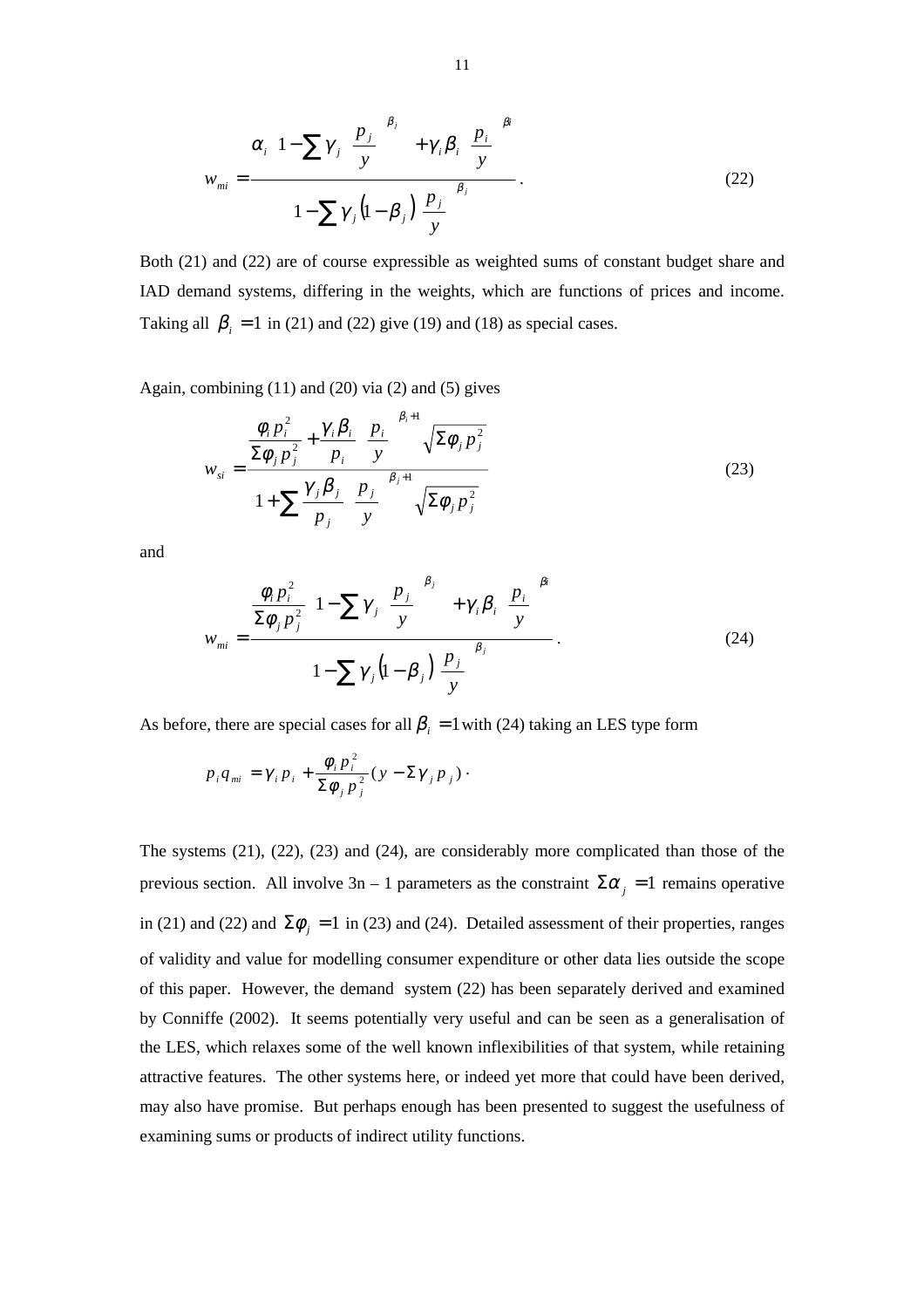$$w_{mi} = \frac{\alpha_i \left\{1 - \sum \gamma_j \left(\frac{p_j}{y}\right)^{\beta_j}\right\} + \gamma_i \beta_i \left(\frac{p_i}{y}\right)^{\beta_i}}{1 - \sum \gamma_j \left(1 - \beta_j\right) \left(\frac{p_j}{y}\right)^{\beta_j}}. \tag{22}$$

Both (21) and (22) are of course expressible as weighted sums of constant budget share and IAD demand systems, differing in the weights, which are functions of prices and income. Taking all $\beta_i = 1$ in (21) and (22) give (19) and (18) as special cases.

Again, combining (11) and (20) via (2) and (5) gives

$$w_{si} = \frac{\frac{\phi_i p_i^2}{\Sigma \phi_j p_j^2} + \frac{\gamma_i \beta_i}{p_i} \left(\frac{p_i}{y}\right)^{\beta_i + 1} \sqrt{\Sigma \phi_j p_j^2}}{1 + \sum \frac{\gamma_j \beta_j}{p_j} \left(\frac{p_j}{y}\right)^{\beta_j + 1} \sqrt{\Sigma \phi_j p_j^2}} \tag{23}$$

and

$$w_{mi} = \frac{\frac{\phi_i p_i^2}{\Sigma \phi_j p_j^2} \left\{1 - \sum \gamma_j \left(\frac{p_j}{y}\right)^{\beta_j}\right\} + \gamma_i \beta_i \left(\frac{p_i}{y}\right)^{\beta_i}}{1 - \sum \gamma_j \left(1 - \beta_j\right) \left(\frac{p_j}{y}\right)^{\beta_j}}. \tag{24}$$

As before, there are special cases for all $\beta_i = 1$ with (24) taking an LES type form

$$p_i q_{mi} = \gamma_i p_i + \frac{\phi_i p_i^2}{\Sigma \phi_j p_j^2} (y - \Sigma \gamma_j p_j).$$

The systems (21), (22), (23) and (24), are considerably more complicated than those of the previous section. All involve 3n – 1 parameters as the constraint $\Sigma \alpha_j = 1$ remains operative in (21) and (22) and $\Sigma \phi_j = 1$ in (23) and (24). Detailed assessment of their properties, ranges of validity and value for modelling consumer expenditure or other data lies outside the scope of this paper. However, the demand system (22) has been separately derived and examined by Conniffe (2002). It seems potentially very useful and can be seen as a generalisation of the LES, which relaxes some of the well known inflexibilities of that system, while retaining attractive features. The other systems here, or indeed yet more that could have been derived, may also have promise. But perhaps enough has been presented to suggest the usefulness of examining sums or products of indirect utility functions.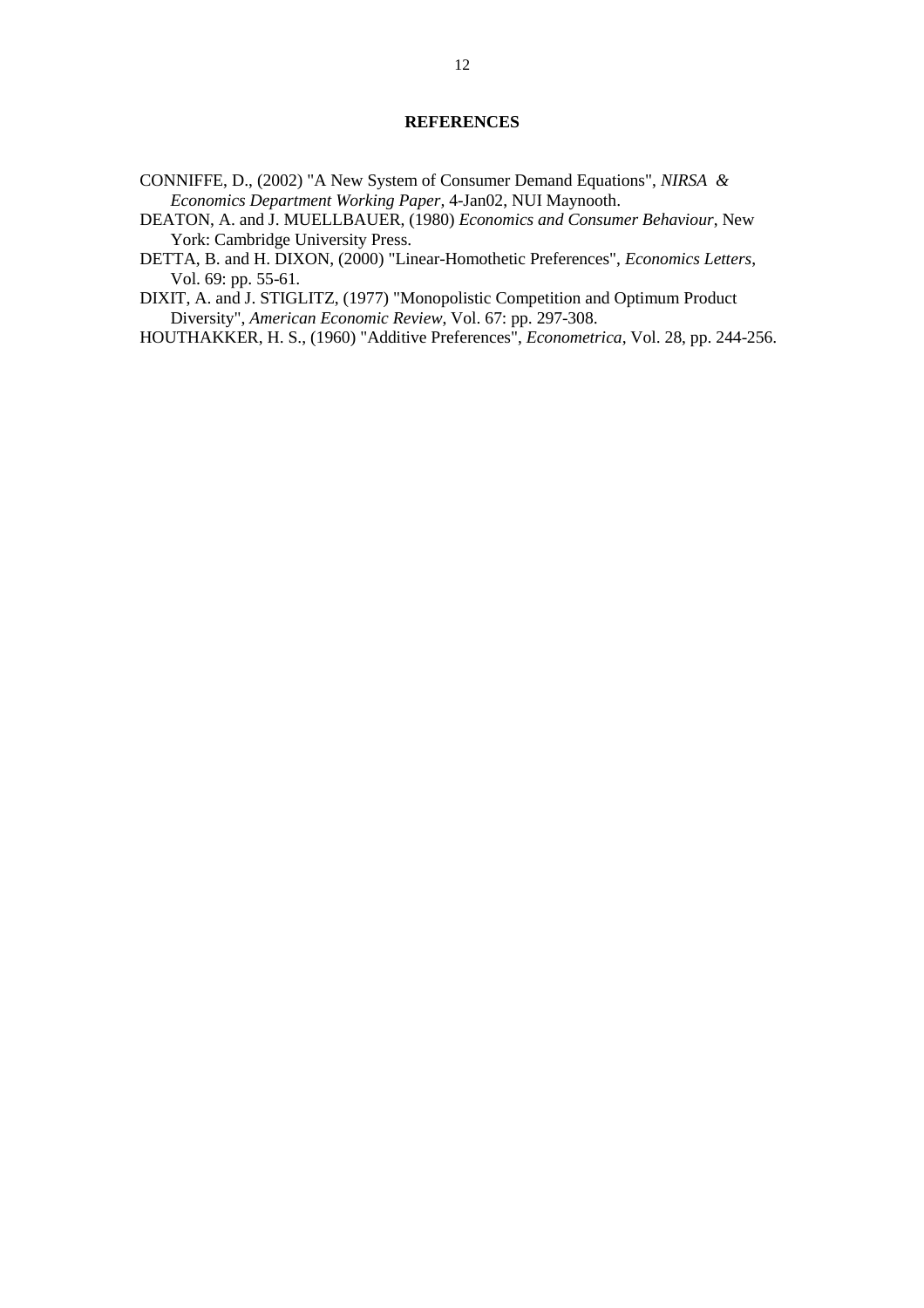## REFERENCES

CONNIFFE, D., (2002) "A New System of Consumer Demand Equations", *NIRSA & Economics Department Working Paper*, 4-Jan02, NUI Maynooth.

DEATON, A. and J. MUELLBAUER, (1980) *Economics and Consumer Behaviour*, New York: Cambridge University Press.

DETTA, B. and H. DIXON, (2000) "Linear-Homothetic Preferences", *Economics Letters*, Vol. 69: pp. 55-61.

DIXIT, A. and J. STIGLITZ, (1977) "Monopolistic Competition and Optimum Product Diversity", *American Economic Review*, Vol. 67: pp. 297-308.

HOUTHAKKER, H. S., (1960) "Additive Preferences", *Econometrica*, Vol. 28, pp. 244-256.